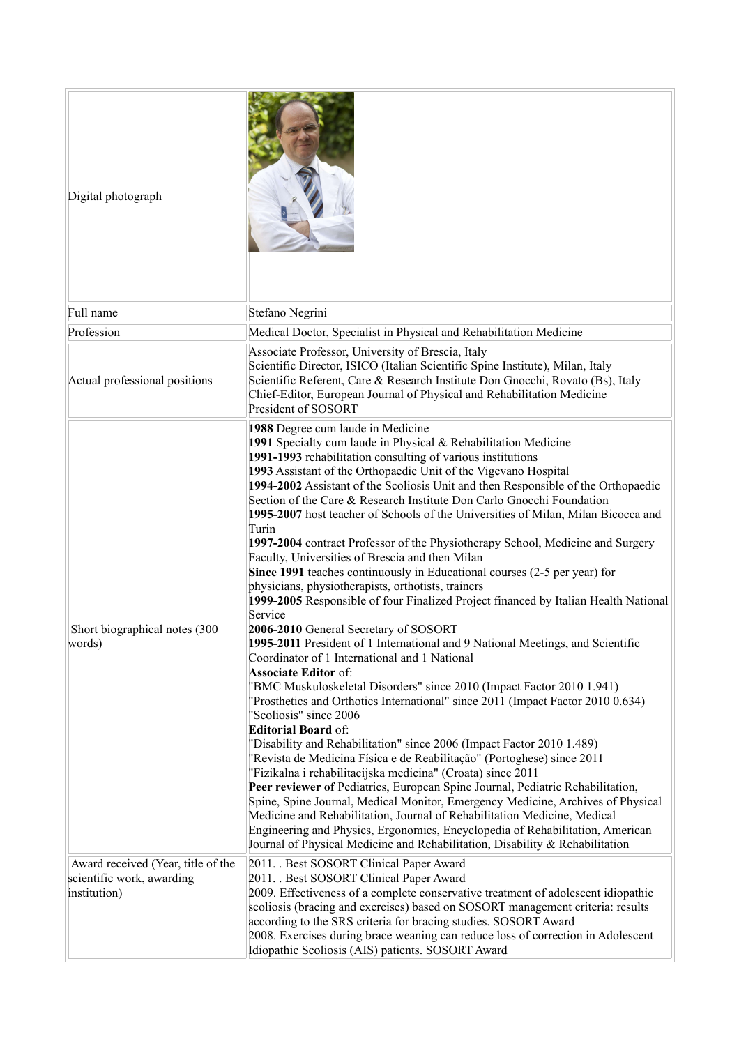| | |
|---|---|
| Digital photograph | |
| Full name | Stefano Negrini |
| Profession | Medical Doctor, Specialist in Physical and Rehabilitation Medicine |
| Actual professional positions | Associate Professor, University of Brescia, Italy<br>Scientific Director, ISICO (Italian Scientific Spine Institute), Milan, Italy<br>Scientific Referent, Care & Research Institute Don Gnocchi, Rovato (Bs), Italy<br>Chief-Editor, European Journal of Physical and Rehabilitation Medicine<br>President of SOSORT |
| Short biographical notes (300 words) | **1988** Degree cum laude in Medicine<br>**1991** Specialty cum laude in Physical & Rehabilitation Medicine<br>**1991-1993** rehabilitation consulting of various institutions<br>**1993** Assistant of the Orthopaedic Unit of the Vigevano Hospital<br>**1994-2002** Assistant of the Scoliosis Unit and then Responsible of the Orthopaedic Section of the Care & Research Institute Don Carlo Gnocchi Foundation<br>**1995-2007** host teacher of Schools of the Universities of Milan, Milan Bicocca and Turin<br>**1997-2004** contract Professor of the Physiotherapy School, Medicine and Surgery Faculty, Universities of Brescia and then Milan<br>**Since 1991** teaches continuously in Educational courses (2-5 per year) for physicians, physiotherapists, orthotists, trainers<br>**1999-2005** Responsible of four Finalized Project financed by Italian Health National Service<br>**2006-2010** General Secretary of SOSORT<br>**1995-2011** President of 1 International and 9 National Meetings, and Scientific Coordinator of 1 International and 1 National<br>**Associate Editor** of:<br>"BMC Muskuloskeletal Disorders" since 2010 (Impact Factor 2010 1.941)<br>"Prosthetics and Orthotics International" since 2011 (Impact Factor 2010 0.634)<br>"Scoliosis" since 2006<br>**Editorial Board** of:<br>"Disability and Rehabilitation" since 2006 (Impact Factor 2010 1.489)<br>"Revista de Medicina Física e de Reabilitação" (Portoghese) since 2011<br>"Fizikalna i rehabilitacijska medicina" (Croata) since 2011<br>**Peer reviewer of** Pediatrics, European Spine Journal, Pediatric Rehabilitation, Spine, Spine Journal, Medical Monitor, Emergency Medicine, Archives of Physical Medicine and Rehabilitation, Journal of Rehabilitation Medicine, Medical Engineering and Physics, Ergonomics, Encyclopedia of Rehabilitation, American Journal of Physical Medicine and Rehabilitation, Disability & Rehabilitation |
| Award received (Year, title of the scientific work, awarding institution) | 2011. . Best SOSORT Clinical Paper Award<br>2011. . Best SOSORT Clinical Paper Award<br>2009. Effectiveness of a complete conservative treatment of adolescent idiopathic scoliosis (bracing and exercises) based on SOSORT management criteria: results according to the SRS criteria for bracing studies. SOSORT Award<br>2008. Exercises during brace weaning can reduce loss of correction in Adolescent Idiopathic Scoliosis (AIS) patients. SOSORT Award |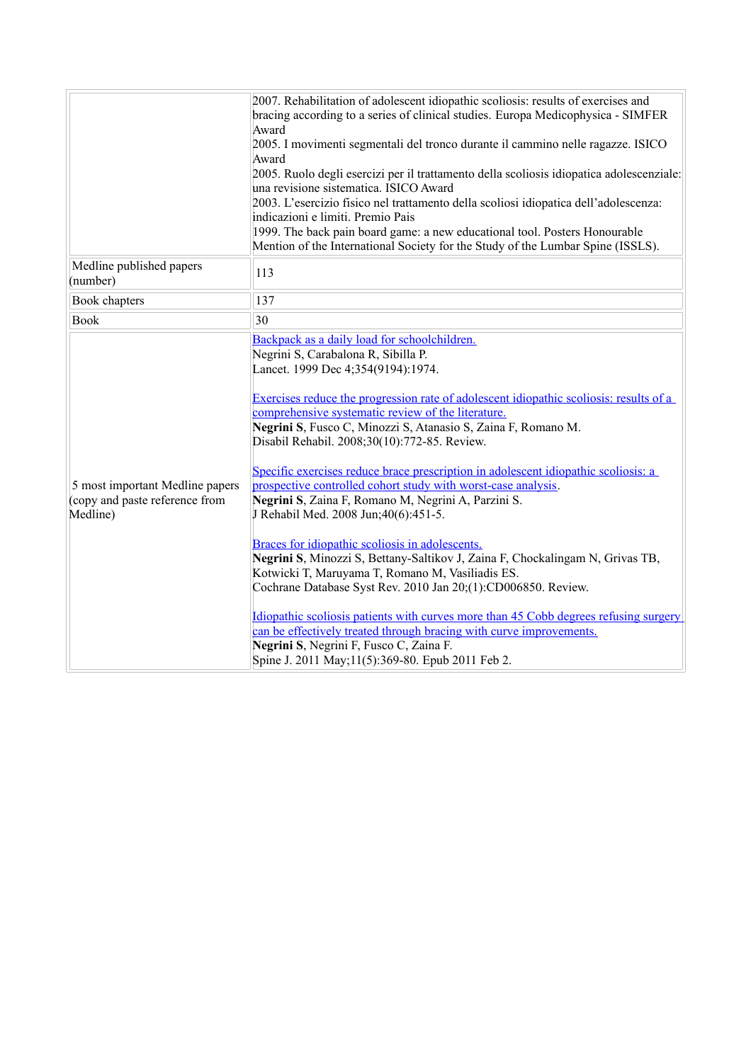| | |
|---|---|
| | 2007. Rehabilitation of adolescent idiopathic scoliosis: results of exercises and bracing according to a series of clinical studies. Europa Medicophysica - SIMFER Award<br>2005. I movimenti segmentali del tronco durante il cammino nelle ragazze. ISICO Award<br>2005. Ruolo degli esercizi per il trattamento della scoliosis idiopatica adolescenziale: una revisione sistematica. ISICO Award<br>2003. L'esercizio fisico nel trattamento della scoliosi idiopatica dell'adolescenza: indicazioni e limiti. Premio Pais<br>1999. The back pain board game: a new educational tool. Posters Honourable Mention of the International Society for the Study of the Lumbar Spine (ISSLS). |
| Medline published papers (number) | 113 |
| Book chapters | 137 |
| Book | 30 |
| 5 most important Medline papers (copy and paste reference from Medline) | Backpack as a daily load for schoolchildren.<br>Negrini S, Carabalona R, Sibilla P.<br>Lancet. 1999 Dec 4;354(9194):1974.<br><br>Exercises reduce the progression rate of adolescent idiopathic scoliosis: results of a comprehensive systematic review of the literature.<br>**Negrini S**, Fusco C, Minozzi S, Atanasio S, Zaina F, Romano M.<br>Disabil Rehabil. 2008;30(10):772-85. Review.<br><br>Specific exercises reduce brace prescription in adolescent idiopathic scoliosis: a prospective controlled cohort study with worst-case analysis.<br>**Negrini S**, Zaina F, Romano M, Negrini A, Parzini S.<br>J Rehabil Med. 2008 Jun;40(6):451-5.<br><br>Braces for idiopathic scoliosis in adolescents.<br>**Negrini S**, Minozzi S, Bettany-Saltikov J, Zaina F, Chockalingam N, Grivas TB, Kotwicki T, Maruyama T, Romano M, Vasiliadis ES.<br>Cochrane Database Syst Rev. 2010 Jan 20;(1):CD006850. Review.<br><br>Idiopathic scoliosis patients with curves more than 45 Cobb degrees refusing surgery can be effectively treated through bracing with curve improvements.<br>**Negrini S**, Negrini F, Fusco C, Zaina F.<br>Spine J. 2011 May;11(5):369-80. Epub 2011 Feb 2. |